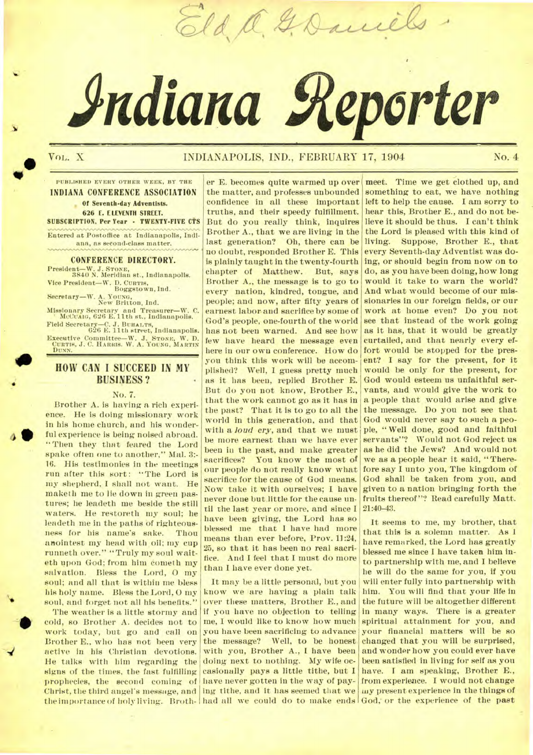Eld. A. G. Daniels

# Indiana Reporter

VOL. X INDIANAPOLIS, IND., FEBRUARY 17, 1904 No. 4

PUBLISHED EVERY OTHER WEEK, BY THE
**INDIANA CONFERENCE ASSOCIATION**
**Of Seventh-day Adventists.**
**626 E. ELEVENTH STREET.**
**SUBSCRIPTION, Per Year - TWENTY-FIVE CTS**

Entered at Postoffice at Indianapolis, Indiana, as second-class matter.

**CONFERENCE DIRECTORY.**

President—W. J. STONE, 3840 N. Meridian st., Indianapolis.
Vice President—W. D. CURTIS, Boggstown, Ind.
Secretary—W. A. YOUNG, New Britton, Ind.
Missionary Secretary and Treasurer—W. C. McCUAIG, 626 E. 11th st., Indianapolis.
Field Secretary—C. J. BUHALTS, 626 E. 11th street, Indianapolis.
Executive Committee—W. J. STONE, W. D. CURTIS, J. C. HARRIS, W. A. YOUNG, MARTIN DUNN.

## HOW CAN I SUCCEED IN MY BUSINESS?

No. 7.

Brother A. is having a rich experience. He is doing missionary work in his home church, and his wonderful experience is being noised abroad. "Then they that feared the Lord spake often one to another," Mal. 3:16. His testimonies in the meetings run after this sort: "The Lord is my shepherd, I shall not want. He maketh me to lie down in green pastures; he leadeth me beside the still waters. He restoreth my soul; he leadeth me in the paths of righteousness for his name's sake. Thou anointest my head with oil; my cup runneth over." "Truly my soul waiteth upon God; from him cometh my salvation. Bless the Lord, O my soul; and all that is within me bless his holy name. Bless the Lord, O my soul, and forget not all his benefits."

The weather is a little stormy and cold, so Brother A. decides not to work today, but go and call on Brother E., who has not been very active in his Christian devotions. He talks with him regarding the signs of the times, the fast fulfilling prophecies, the second coming of Christ, the third angel's message, and the importance of holy living. Brother E. becomes quite warmed up over the matter, and professes unbounded confidence in all these important truths, and their speedy fulfillment. But do you really think, inquires Brother A., that we are living in the last generation? Oh, there can be no doubt, responded Brother E. This is plainly taught in the twenty-fourth chapter of Matthew. But, says Brother A., the message is to go to every nation, kindred, tongue, and people; and now, after fifty years of earnest labor and sacrifice by some of God's people, one-fourth of the world has not been warned. And see how few have heard the message even here in our own conference. How do you think this work will be accomplished? Well, I guess pretty much as it has been, replied Brother E. But do you not know, Brother E., that the work cannot go as it has in the past? That it is to go to all the world in this generation, and that with a *loud cry*, and that we must be more earnest than we have ever been in the past, and make greater sacrifices? You know the most of our people do not really know what sacrifice for the cause of God means. Now take it with ourselves; I have never done but little for the cause until the last year or more, and since I have been giving, the Lord has so blessed me that I have had more means than ever before, Prov. 11:24, 25, so that it has been no real sacrifice. And I feel that I must do more than I have ever done yet.

It may be a little personal, but you know we are having a plain talk over these matters, Brother E., and if you have no objection to telling me, I would like to know how much you have been sacrificing to advance the message? Well, to be honest with you, Brother A., I have been doing next to nothing. My wife occasionally pays a little tithe, but I have never gotten in the way of paying tithe, and it has seemed that we had all we could do to make ends meet. Time we get clothed up, and something to eat, we have nothing left to help the cause. I am sorry to hear this, Brother E., and do not believe it should be thus. I can't think the Lord is pleased with this kind of living. Suppose, Brother E., that every Seventh-day Adventist was doing, or should begin from now on to do, as you have been doing, how long would it take to warn the world? And what would become of our missionaries in our foreign fields, or our work at home even? Do you not see that instead of the work going as it has, that it would be greatly curtailed, and that nearly every effort would be stopped for the present? I say for the present, for it would be only for the present, for God would esteem us unfaithful servants, and would give the work to a people that would arise and give the message. Do you not see that God would never say to such a people, "Well done, good and faithful servants"? Would not God reject us as he did the Jews? And would not we as a people hear it said, "Therefore say I unto you, The kingdom of God shall be taken from you, and given to a nation bringing forth the fruits thereof"? Read carefully Matt. 21:40-43.

It seems to me, my brother, that that this is a solemn matter. As I have remarked, the Lord has greatly blessed me since I have taken him into partnership with me, and I believe he will do the same for you, if you will enter fully into partnership with him. You will find that your life in the future will be altogether different in many ways. There is a greater spiritual attainment for you, and your financial matters will be so changed that you will be surprised, and wonder how you could ever have been satisfied in living for self as you have. I am speaking, Brother E., from experience. I would not change my present experience in the things of God, or the experience of the past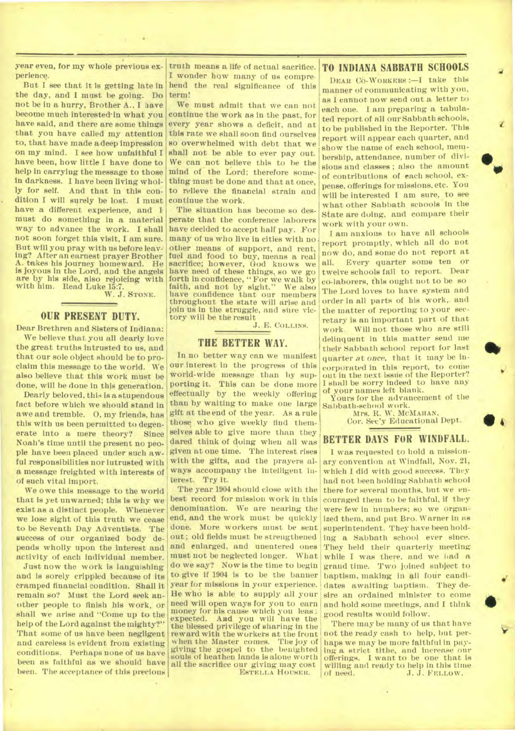year even, for my whole previous experience.

But I see that it is getting late in the day, and I must be going. Do not be in a hurry, Brother A., I have become much interested in what you have said, and there are some things that you have called my attention to, that have made a deep impression on my mind. I see how unfaithful I have been, how little I have done to help in carrying the message to those in darkness. I have been living wholly for self. And that in this condition I will surely be lost. I must have a different experience, and I must do something in a material way to advance the work. I shall not soon forget this visit, I am sure. But will you pray with us before leaving? After an earnest prayer Brother A. takes his journey homeward. He is joyous in the Lord, and the angels are by his side, also rejoicing with with him. Read Luke 15:7.

W. J. STONE.

## OUR PRESENT DUTY.

Dear Brethren and Sisters of Indiana:

We believe that you all dearly love the great truths intrusted to us, and that our sole object should be to proclaim this message to the world. We also believe that this work must be done, will be done in this generation.

Dearly beloved, this is a stupendous fact before which we should stand in awe and tremble. O, my friends, has this with us been permitted to degenerate into a mere theory? Since Noah's time until the present no people have been placed under such awful responsibilities nor intrusted with a message freighted with interests of of such vital import.

We owe this message to the world that is yet unwarned; this is why we exist as a distinct people. Whenever we lose sight of this truth we cease to be Seventh Day Adventists. The success of our organized body depends wholly upon the interest and activity of each individual member.

Just now the work is languishing and is sorely crippled because of its cramped financial condition. Shall it remain so? Must the Lord seek another people to finish his work, or shall we arise and "Come up to the help of the Lord against the mighty?" That some of us have been negligent and careless is evident from existing conditions. Perhaps none of us have been as faithful as we should have been. The acceptance of this precious truth means a life of actual sacrifice. I wonder how many of us comprehend the real significance of this term!

We must admit that we can not continue the work as in the past, for every year shows a deficit, and at this rate we shall soon find ourselves so overwhelmed with debt that we shall not be able to ever pay out. We can not believe this to be the mind of the Lord; therefore something must be done and that at once, to relieve the financial strain and continue the work.

The situation has become so desperate that the conference laborers have decided to accept half pay. For many of us who live in cities with no other means of support, and rent, fuel and food to buy, means a real sacrifice; however, God knows we have need of these things, so we go forth in confidence, "For we walk by faith, and not by sight." We also have confidence that our members throughout the state will arise and join us in the struggle, and sure victory will be the result

J. E. COLLINS.

## THE BETTER WAY.

In no better way can we manifest our interest in the progress of this world-wide message than by supporting it. This can be done more effectually by the weekly offering than by waiting to make one large gift at the end of the year. As a rule those who give weekly find themselves able to give more than they dared think of doing when all was given at one time. The interest rises with the gifts, and the prayers always accompany the intelligent interest. Try it.

The year 1904 should close with the best record for mission work in this denomination. We are nearing the end, and the work must be quickly done. More workers must be sent out; old fields must be strengthened and enlarged, and unentered ones must not be neglected longer. What do we say? Now is the time to begin to give if 1904 is to be the banner year for missions in your experience. He who is able to supply all your need will open ways for you to earn money for his cause which you least expected. And you will have the the blessed privilege of sharing in the reward with the workers at the front when the Master comes. The joy of giving the gospel to the benighted souls of heathen lands is alone worth all the sacrifice our giving may cost

ESTELLA HOUSER.

## TO INDIANA SABBATH SCHOOLS

DEAR CO-WORKERS:—I take this manner of communicating with you, as I cannot now send out a letter to each one. I am preparing a tabulated report of all our Sabbath schools, to be published in the Reporter. This report will appear each quarter, and show the name of each school, membership, attendance, number of divisions and classes; also the amount of contributions of each school, expense, offerings for missions, etc. You will be interested I am sure, to see what other Sabbath schools in the State are doing, and compare their work with your own.

I am anxious to have all schools report promptly, which all do not now do, and some do not report at all. Every quarter some ten or twelve schools fail to report. Dear co-laborers, this ought not to be so The Lord loves to have system and order in all parts of his work, and the matter of reporting to your secretary is an important part of that work. Will not those who are still delinquent in this matter send me their Sabbath school report for last quarter *at once*, that it may be incorporated in this report, to come out in the next issue of the Reporter? I shall be sorry indeed to have any of your names left blank.

Yours for the advancement of the Sabbath-school work.

MRS. R. W. MCMAHAN,
Cor. Sec'y Educational Dept.

## BETTER DAYS FOR WINDFALL.

I was requested to hold a missionary convention at Windfall, Nov. 21, which I did with good success. They had not been holding Sabbath school there for several months, but we encouraged them to be faithful, if they were few in numbers; so we organized them, and put Bro. Warner in as superintendent. They have been holding a Sabbath school ever since. They held their quarterly meeting while I was there, and we had a grand time. Two joined subject to baptism, making in all four candidates awaiting baptism. They desire an ordained minister to come and hold some meetings, and I think good results would follow.

There may be many of us that have not the ready cash to help, but perhaps we may be more faithful in paying a strict tithe, and increase our offerings. I want to be one that is willing and ready to help in this time of need.

J. J. FELLOW.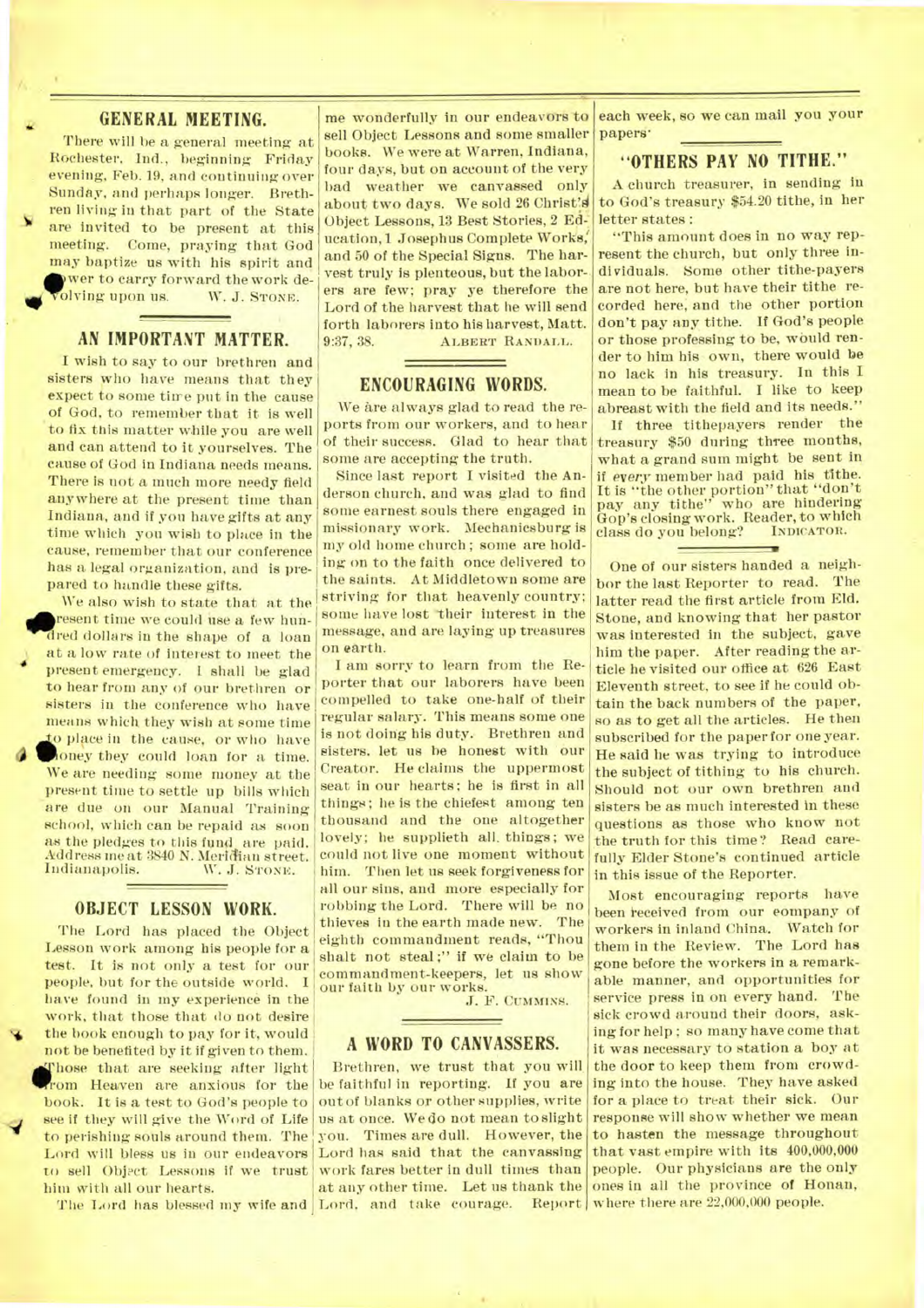## GENERAL MEETING.

There will be a general meeting at Rochester, Ind., beginning Friday evening, Feb. 19, and continuing over Sunday, and perhaps longer. Brethren living in that part of the State are invited to be present at this meeting. Come, praying that God may baptize us with his spirit and power to carry forward the work devolving upon us. W. J. STONE.

## AN IMPORTANT MATTER.

I wish to say to our brethren and sisters who have means that they expect to some time put in the cause of God, to remember that it is well to fix this matter while you are well and can attend to it yourselves. The cause of God in Indiana needs means. There is not a much more needy field anywhere at the present time than Indiana, and if you have gifts at any time which you wish to place in the cause, remember that our conference has a legal organization, and is prepared to handle these gifts.

We also wish to state that at the present time we could use a few hundred dollars in the shape of a loan at a low rate of interest to meet the present emergency. I shall be glad to hear from any of our brethren or sisters in the conference who have means which they wish at some time to place in the cause, or who have money they could loan for a time. We are needing some money at the present time to settle up bills which are due on our Manual Training school, which can be repaid as soon as the pledges to this fund are paid. Address me at 3840 N. Meridian street. Indianapolis. W. J. STONE.

## OBJECT LESSON WORK.

The Lord has placed the Object Lesson work among his people for a test. It is not only a test for our people, but for the outside world. I have found in my experience in the work, that those that do not desire the book enough to pay for it, would not be benefited by it if given to them. Those that are seeking after light from Heaven are anxious for the book. It is a test to God's people to see if they will give the Word of Life to perishing souls around them. The Lord will bless us in our endeavors to sell Object Lessons if we trust him with all our hearts.

The Lord has blessed my wife and me wonderfully in our endeavors to sell Object Lessons and some smaller books. We were at Warren, Indiana, four days, but on account of the very bad weather we canvassed only about two days. We sold 26 Christ's Object Lessons, 13 Best Stories, 2 Education, 1 Josephus Complete Works, and 50 of the Special Signs. The harvest truly is plenteous, but the laborers are few; pray ye therefore the Lord of the harvest that he will send forth laborers into his harvest, Matt. 9:37, 38. ALBERT RANDALL.

## ENCOURAGING WORDS.

We are always glad to read the reports from our workers, and to hear of their success. Glad to hear that some are accepting the truth.

Since last report I visited the Anderson church, and was glad to find some earnest souls there engaged in missionary work. Mechanicsburg is my old home church; some are holding on to the faith once delivered to the saints. At Middletown some are striving for that heavenly country; some have lost their interest in the message, and are laying up treasures on earth.

I am sorry to learn from the Reporter that our laborers have been compelled to take one-half of their regular salary. This means some one is not doing his duty. Brethren and sisters, let us be honest with our Creator. He claims the uppermost seat in our hearts; he is first in all things; he is the chiefest among ten thousand and the one altogether lovely; he supplieth all things; we could not live one moment without him. Then let us seek forgiveness for all our sins, and more especially for robbing the Lord. There will be no thieves in the earth made new. The eighth commandment reads, "Thou shalt not steal;" if we claim to be commandment-keepers, let us show our faith by our works.

J. F. CUMMINS.

## A WORD TO CANVASSERS.

Brethren, we trust that you will be faithful in reporting. If you are out of blanks or other supplies, write us at once. We do not mean to slight you. Times are dull. However, the Lord has said that the canvassing work fares better in dull times than at any other time. Let us thank the Lord, and take courage. Report each week, so we can mail you your papers.

## "OTHERS PAY NO TITHE."

A church treasurer, in sending in to God's treasury $54.20 tithe, in her letter states:

"This amount does in no way represent the church, but only three individuals. Some other tithe-payers are not here, but have their tithe recorded here, and the other portion don't pay any tithe. If God's people or those professing to be, would render to him his own, there would be no lack in his treasury. In this I mean to be faithful. I like to keep abreast with the field and its needs."

If three tithepayers render the treasury $50 during three months, what a grand sum might be sent in if *every* member had paid his tithe. It is "the other portion" that "don't pay any tithe" who are hindering God's closing work. Reader, to which class do you belong? INDICATOR.

---

One of our sisters handed a neighbor the last Reporter to read. The latter read the first article from Eld. Stone, and knowing that her pastor was interested in the subject, gave him the paper. After reading the article he visited our office at 626 East Eleventh street, to see if he could obtain the back numbers of the paper, so as to get all the articles. He then subscribed for the paper for one year. He said he was trying to introduce the subject of tithing to his church. Should not our own brethren and sisters be as much interested in these questions as those who know not the truth for this time? Read carefully Elder Stone's continued article in this issue of the Reporter.

Most encouraging reports have been received from our company of workers in inland China. Watch for them in the Review. The Lord has gone before the workers in a remarkable manner, and opportunities for service press in on every hand. The sick crowd around their doors, asking for help; so many have come that it was necessary to station a boy at the door to keep them from crowding into the house. They have asked for a place to treat their sick. Our response will show whether we mean to hasten the message throughout that vast empire with its 400,000,000 people. Our physicians are the only ones in all the province of Honan, where there are 22,000,000 people.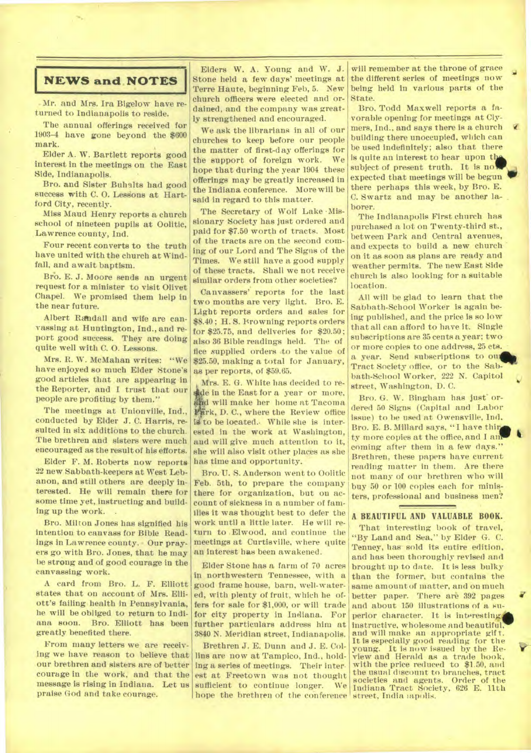## NEWS and NOTES

Mr. and Mrs. Ira Bigelow have returned to Indianapolis to reside.

The annual offerings received for 1903-4 have gone beyond the $600 mark.

Elder A. W. Bartlett reports good interest in the meetings on the East Side, Indianapolis.

Bro. and Sister Buhalts had good success with C. O. Lessons at Hartford City, recently.

Miss Maud Henry reports a church school of nineteen pupils at Oolitic, Lawrence county, Ind.

Four recent converts to the truth have united with the church at Windfall, and await baptism.

Bro. E. J. Moore sends an urgent request for a minister to visit Olivet Chapel. We promised them help in the near future.

Albert Randall and wife are canvassing at Huntington, Ind., and report good success. They are doing quite well with C. O. Lessons.

Mrs. R. W. McMahan writes: "We have enjoyed so much Elder Stone's good articles that are appearing in the Reporter, and I trust that our people are profiting by them."

The meetings at Unionville, Ind., conducted by Elder J. C. Harris, resulted in six additions to the church. The brethren and sisters were much encouraged as the result of his efforts.

Elder F. M. Roberts now reports 22 new Sabbath-keepers at West Lebanon, and still others are deeply interested. He will remain there for some time yet, instructing and building up the work.

Bro. Milton Jones has signified his intention to canvass for Bible Readings in Lawrence county. Our prayers go with Bro. Jones, that he may be strong and of good courage in the canvassing work.

A card from Bro. L. F. Elliott states that on account of Mrs. Elliott's failing health in Pennsylvania, he will be obliged to return to Indiana soon. Bro. Elliott has been greatly benefited there.

From many letters we are receiving we have reason to believe that our brethren and sisters are of better courage in the work, and that the message is rising in Indiana. Let us praise God and take courage.

Elders W. A. Young and W. J. Stone held a few days' meetings at Terre Haute, beginning Feb, 5. New church officers were elected and ordained, and the company was greatly strengthened and encouraged.

We ask the librarians in all of our churches to keep before our people the matter of first-day offerings for the support of foreign work. We hope that during the year 1904 these offerings may be greatly increased in the Indiana conference. More will be said in regard to this matter.

The Secretary of Wolf Lake Missionary Society has just ordered and paid for $7.50 worth of tracts. Most of the tracts are on the second coming of our Lord and The Signs of the Times. We still have a good supply of these tracts. Shall we not receive similar orders from other societies?

Canvassers' reports for the last two months are very light. Bro. E. Light reports orders and sales for $8.40; H. S. Browning reports orders for $25.75, and deliveries for $20.50; also 36 Bible readings held. The office supplied orders to the value of $25.50, making a total for January, as per reports, of $59.65.

Mrs. E. G. White has decided to reside in the East for a year or more, and will make her home at Tacoma Park, D. C., where the Review office is to be located. While she is interested in the work at Washington, and will give much attention to it, she will also visit other places as she has time and opportunity.

Bro. U. S. Anderson went to Oolitic Feb. 5th, to prepare the company there for organization, but on account of sickness in a number of families it was thought best to defer the work until a little later. He will return to Elwood, and continue the meetings at Curtisville, where quite an interest has been awakened.

Elder Stone has a farm of 70 acres in northwestern Tennessee, with a good frame house, barn, well-watered, with plenty of fruit, which he offers for sale for $1,000, or will trade for city property in Indiana. For further particulars address him at 3840 N. Meridian street, Indianapolis.

Brethren J. E. Dunn and J. E. Collins are now at Tampico, Ind., holding a series of meetings. Their interest at Freetown was not thought sufficient to continue longer. We hope the brethren of the conference will remember at the throne of grace the different series of meetings now being held in various parts of the State.

Bro. Todd Maxwell reports a favorable opening for meetings at Clymers, Ind., and says there is a church building there unoccupied, which can be used indefinitely; also that there is quite an interest to hear upon the subject of present truth. It is now expected that meetings will be begun there perhaps this week, by Bro. E. C. Swartz and may be another laborer.

The Indianapolis First church has purchased a lot on Twenty-third st., between Park and Central avenues, and expects to build a new church on it as soon as plans are ready and weather permits. The new East Side church is also looking for a suitable location.

All will be glad to learn that the Sabbath-School Worker is again being published, and the price is so low that all can afford to have it. Single subscriptions are 35 cents a year; two or more copies to one address, 25 cts. a year. Send subscriptions to our Tract Society office, or to the Sabbath-School Worker, 222 N. Capitol street, Washington, D. C.

Bro. G. W. Bingham has just ordered 50 Signs (Capital and Labor issue) to be used at Owensville, Ind. Bro. E. B. Millard says, "I have thirty more copies at the office, and I am coming after them in a few days." Brethren, these papers have current reading matter in them. Are there not many of our brethren who will buy 50 or 100 copies each for ministers, professional and business men?

### A BEAUTIFUL AND VALUABLE BOOK.

That interesting book of travel, "By Land and Sea," by Elder G. C. Tenney, has sold its entire edition, and has been thoroughly revised and brought up to date. It is less bulky than the former, but contains the same amount of matter, and on much better paper. There are 392 pages and about 150 illustrations of a superior character. It is interesting, instructive, wholesome and beautiful, and will make an appropriate gift. It is especially good reading for the young. It is now issued by the Review and Herald as a trade book, with the price reduced to $1.50, and the usual discount to branches, tract societies and agents. Order of the Indiana Tract Society, 626 E. 11th street, Indianapolis.